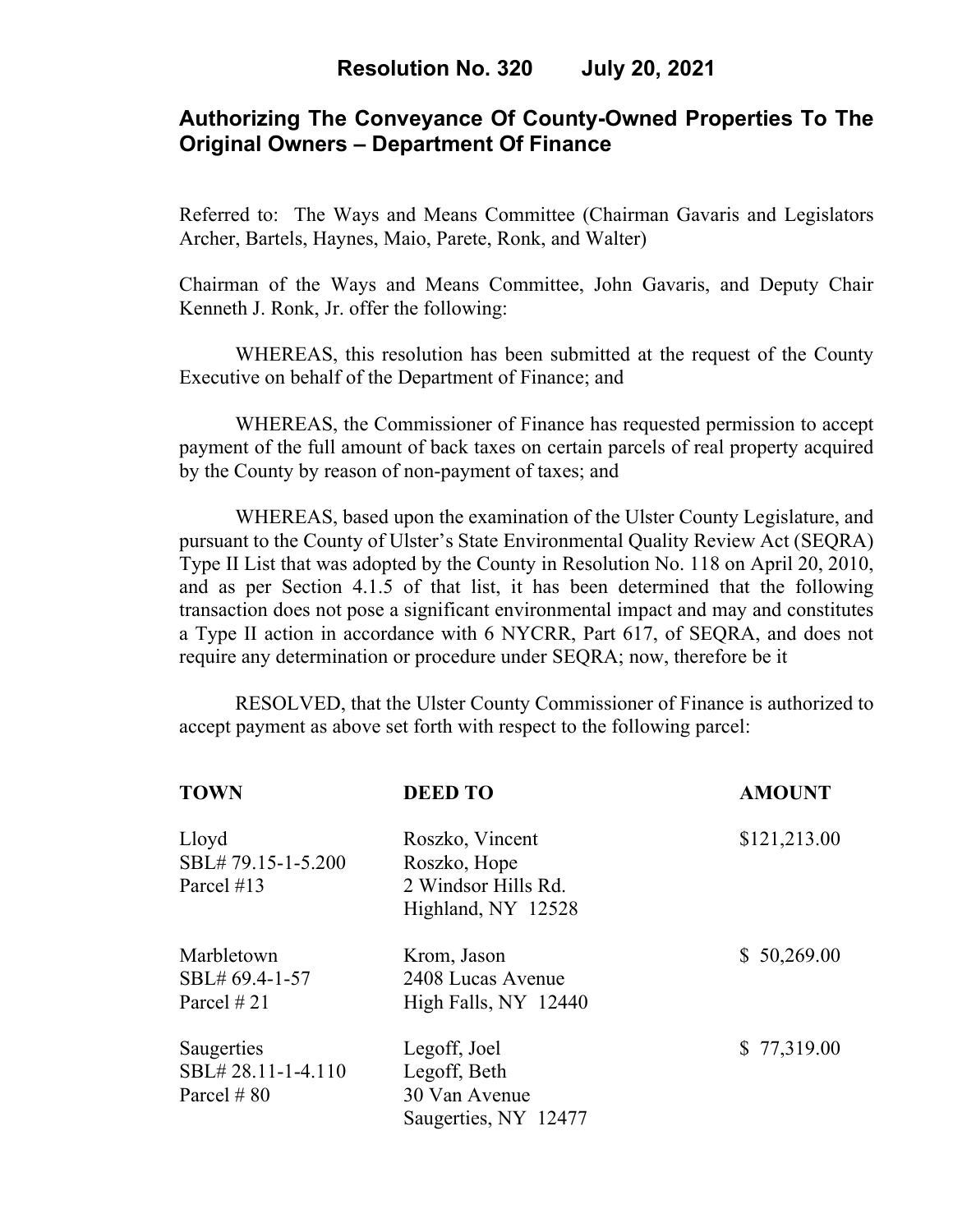# Resolution No. 320 July 20, 2021

## Authorizing The Conveyance Of County-Owned Properties To The Original Owners – Department Of Finance

Referred to: The Ways and Means Committee (Chairman Gavaris and Legislators Archer, Bartels, Haynes, Maio, Parete, Ronk, and Walter)

Chairman of the Ways and Means Committee, John Gavaris, and Deputy Chair Kenneth J. Ronk, Jr. offer the following:

WHEREAS, this resolution has been submitted at the request of the County Executive on behalf of the Department of Finance; and

WHEREAS, the Commissioner of Finance has requested permission to accept payment of the full amount of back taxes on certain parcels of real property acquired by the County by reason of non-payment of taxes; and

WHEREAS, based upon the examination of the Ulster County Legislature, and pursuant to the County of Ulster's State Environmental Quality Review Act (SEQRA) Type II List that was adopted by the County in Resolution No. 118 on April 20, 2010, and as per Section 4.1.5 of that list, it has been determined that the following transaction does not pose a significant environmental impact and may and constitutes a Type II action in accordance with 6 NYCRR, Part 617, of SEQRA, and does not require any determination or procedure under SEQRA; now, therefore be it

RESOLVED, that the Ulster County Commissioner of Finance is authorized to accept payment as above set forth with respect to the following parcel:

| TOWN | DEED TO | AMOUNT |
|---|---|---|
| Lloyd<br>SBL# 79.15-1-5.200<br>Parcel #13 | Roszko, Vincent<br>Roszko, Hope<br>2 Windsor Hills Rd.<br>Highland, NY 12528 | $121,213.00 |
| Marbletown<br>SBL# 69.4-1-57<br>Parcel # 21 | Krom, Jason<br>2408 Lucas Avenue<br>High Falls, NY 12440 | $ 50,269.00 |
| Saugerties<br>SBL# 28.11-1-4.110<br>Parcel # 80 | Legoff, Joel<br>Legoff, Beth<br>30 Van Avenue<br>Saugerties, NY 12477 | $ 77,319.00 |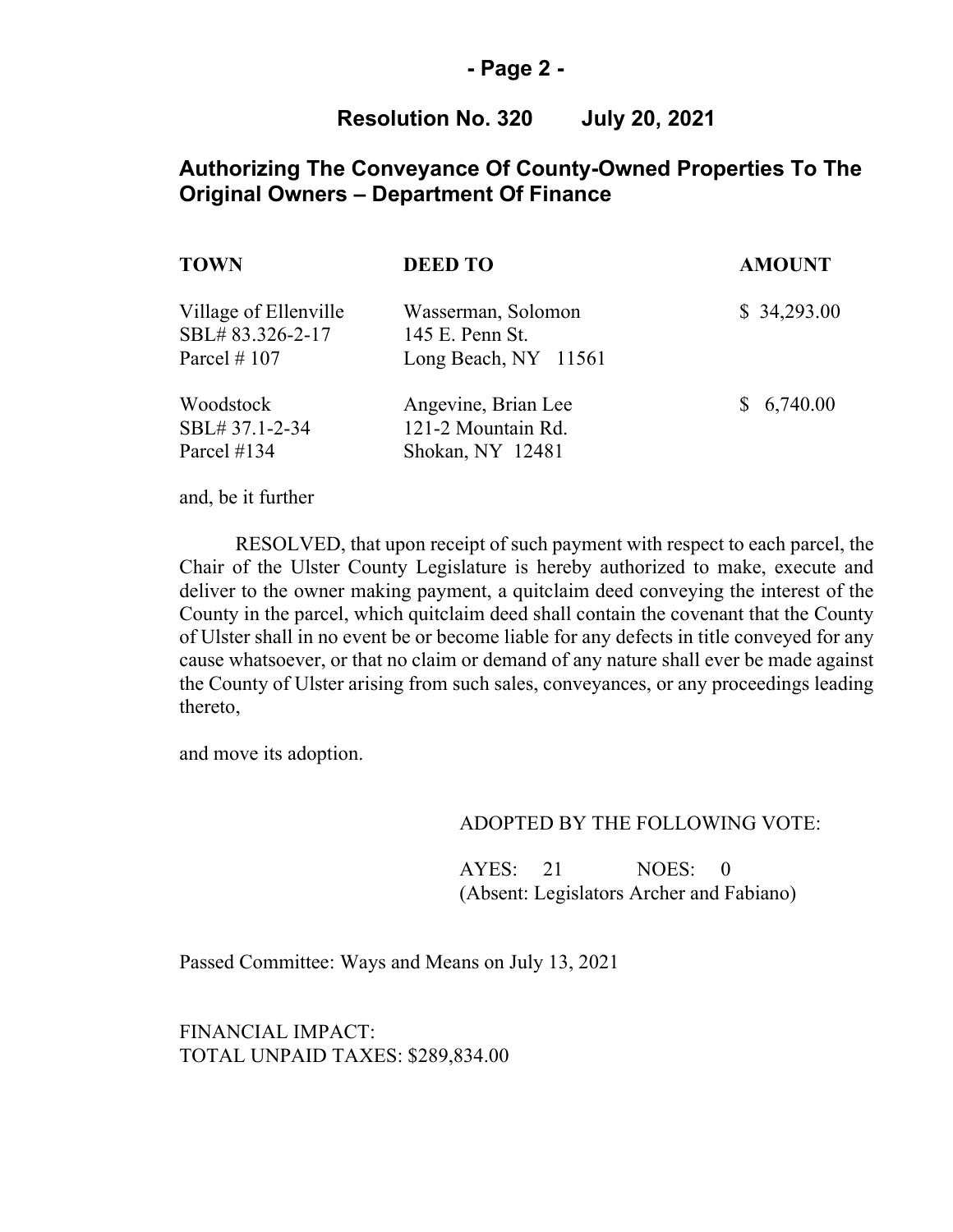## Resolution No. 320 July 20, 2021

## Authorizing The Conveyance Of County-Owned Properties To The Original Owners – Department Of Finance

| TOWN | DEED TO | AMOUNT |
|---|---|---|
| Village of Ellenville<br>SBL# 83.326-2-17<br>Parcel # 107 | Wasserman, Solomon<br>145 E. Penn St.<br>Long Beach, NY 11561 | $ 34,293.00 |
| Woodstock<br>SBL# 37.1-2-34<br>Parcel #134 | Angevine, Brian Lee<br>121-2 Mountain Rd.<br>Shokan, NY 12481 | $ 6,740.00 |

and, be it further

RESOLVED, that upon receipt of such payment with respect to each parcel, the Chair of the Ulster County Legislature is hereby authorized to make, execute and deliver to the owner making payment, a quitclaim deed conveying the interest of the County in the parcel, which quitclaim deed shall contain the covenant that the County of Ulster shall in no event be or become liable for any defects in title conveyed for any cause whatsoever, or that no claim or demand of any nature shall ever be made against the County of Ulster arising from such sales, conveyances, or any proceedings leading thereto,

and move its adoption.

ADOPTED BY THE FOLLOWING VOTE:

AYES: 21 NOES: 0
(Absent: Legislators Archer and Fabiano)

Passed Committee: Ways and Means on July 13, 2021

FINANCIAL IMPACT:
TOTAL UNPAID TAXES: $289,834.00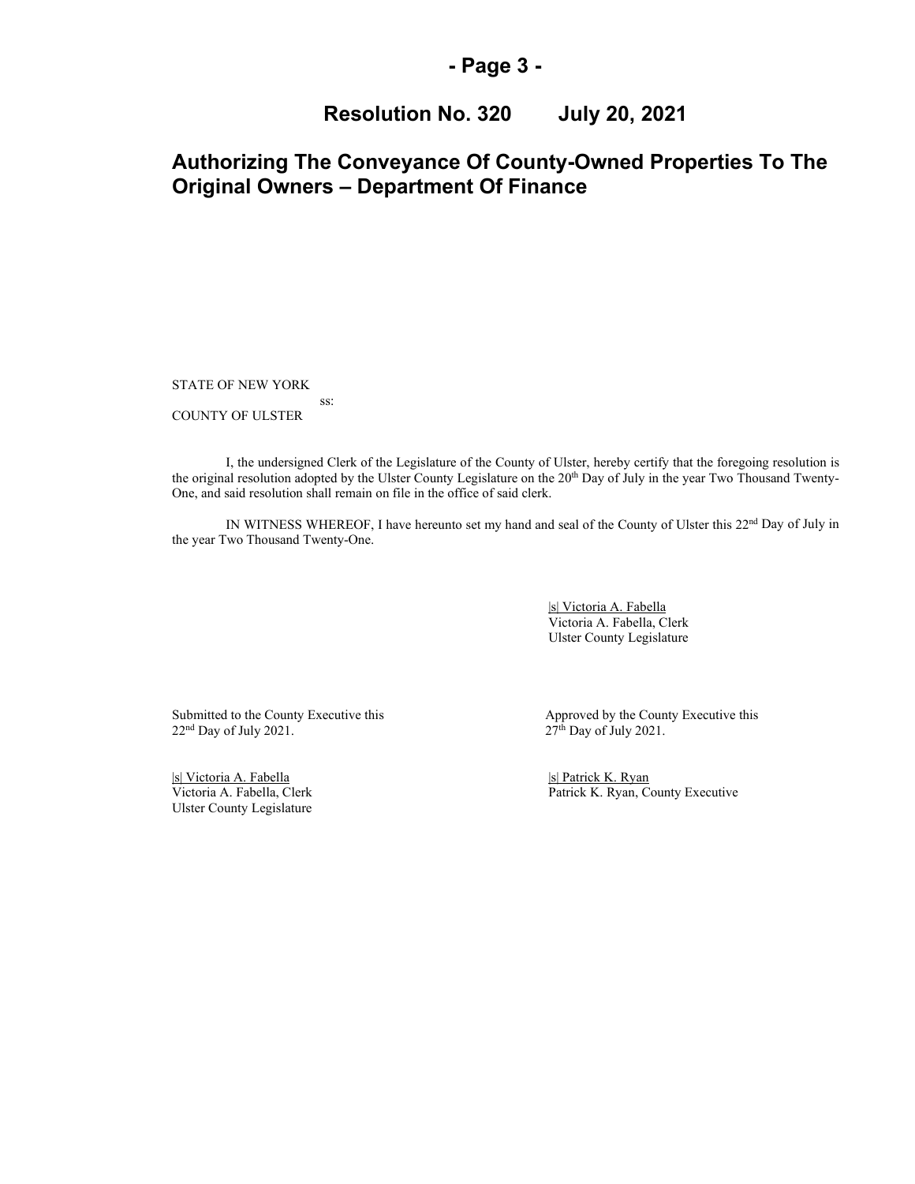# Resolution No. 320 July 20, 2021

## Authorizing The Conveyance Of County-Owned Properties To The Original Owners – Department Of Finance

STATE OF NEW YORK
ss:
COUNTY OF ULSTER

I, the undersigned Clerk of the Legislature of the County of Ulster, hereby certify that the foregoing resolution is the original resolution adopted by the Ulster County Legislature on the 20th Day of July in the year Two Thousand Twenty-One, and said resolution shall remain on file in the office of said clerk.

IN WITNESS WHEREOF, I have hereunto set my hand and seal of the County of Ulster this 22nd Day of July in the year Two Thousand Twenty-One.

|s| Victoria A. Fabella
Victoria A. Fabella, Clerk
Ulster County Legislature

Submitted to the County Executive this 22nd Day of July 2021.

|s| Victoria A. Fabella
Victoria A. Fabella, Clerk
Ulster County Legislature

Approved by the County Executive this 27th Day of July 2021.

|s| Patrick K. Ryan
Patrick K. Ryan, County Executive